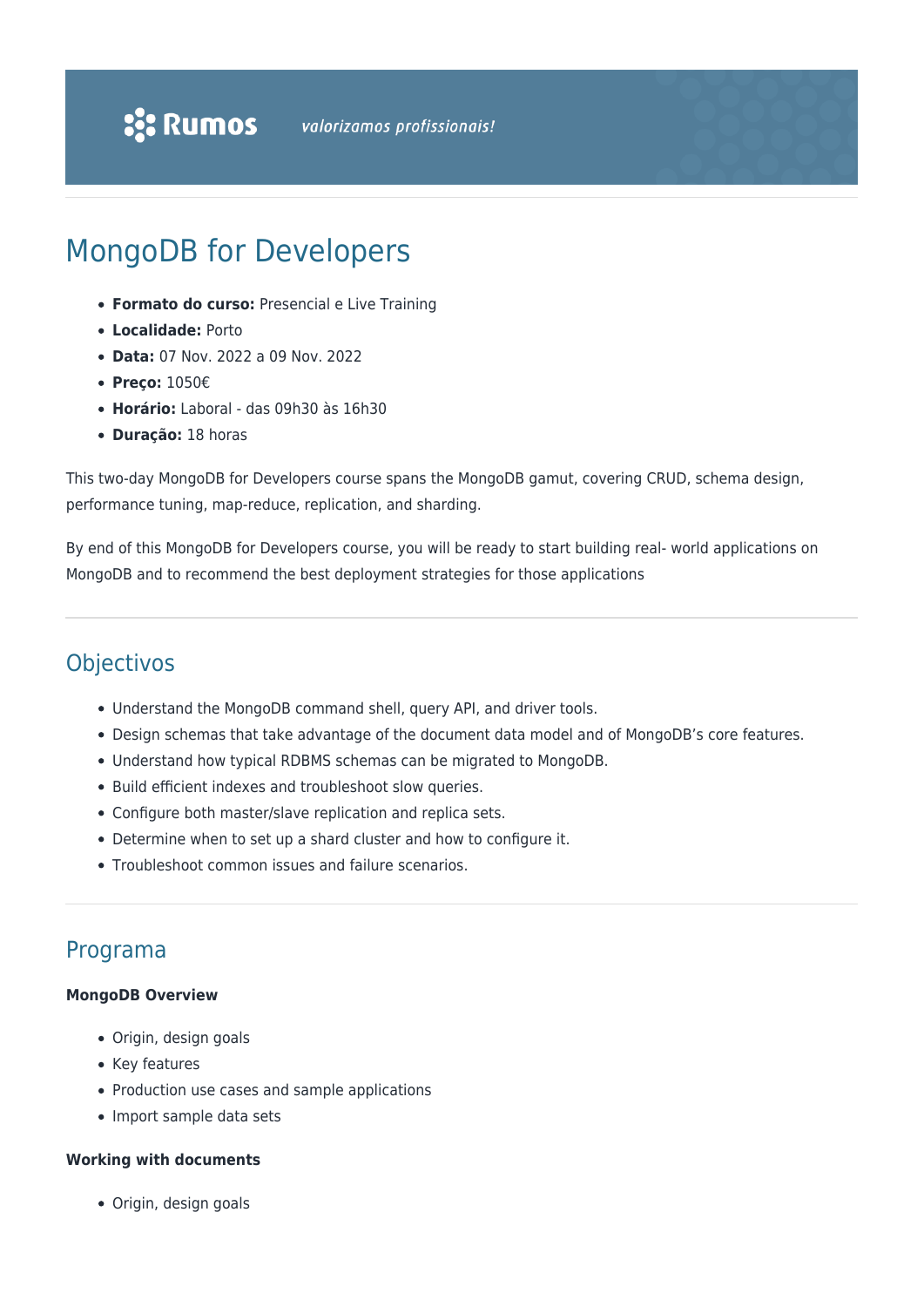Rumos *valorizamos profissionais!*

# MongoDB for Developers

- **Formato do curso:** Presencial e Live Training
- **Localidade:** Porto
- **Data:** 07 Nov. 2022 a 09 Nov. 2022
- **Preço:** 1050€
- **Horário:** Laboral - das 09h30 às 16h30
- **Duração:** 18 horas

This two-day MongoDB for Developers course spans the MongoDB gamut, covering CRUD, schema design, performance tuning, map-reduce, replication, and sharding.

By end of this MongoDB for Developers course, you will be ready to start building real- world applications on MongoDB and to recommend the best deployment strategies for those applications

## Objectivos

- Understand the MongoDB command shell, query API, and driver tools.
- Design schemas that take advantage of the document data model and of MongoDB's core features.
- Understand how typical RDBMS schemas can be migrated to MongoDB.
- Build efficient indexes and troubleshoot slow queries.
- Configure both master/slave replication and replica sets.
- Determine when to set up a shard cluster and how to configure it.
- Troubleshoot common issues and failure scenarios.

## Programa

**MongoDB Overview**

- Origin, design goals
- Key features
- Production use cases and sample applications
- Import sample data sets

**Working with documents**

- Origin, design goals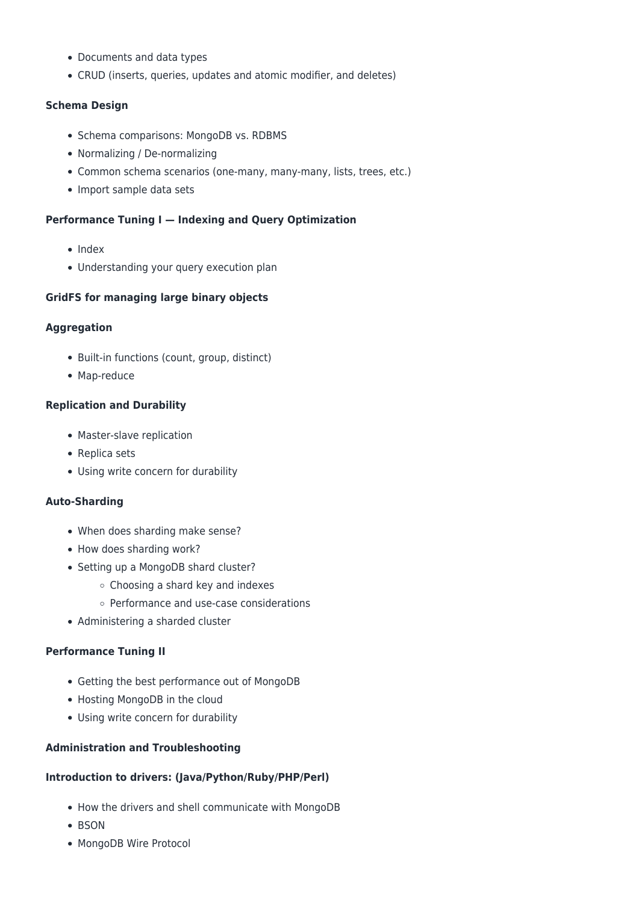- Documents and data types
- CRUD (inserts, queries, updates and atomic modifier, and deletes)

**Schema Design**

- Schema comparisons: MongoDB vs. RDBMS
- Normalizing / De-normalizing
- Common schema scenarios (one-many, many-many, lists, trees, etc.)
- Import sample data sets

**Performance Tuning I — Indexing and Query Optimization**

- Index
- Understanding your query execution plan

**GridFS for managing large binary objects**

**Aggregation**

- Built-in functions (count, group, distinct)
- Map-reduce

**Replication and Durability**

- Master-slave replication
- Replica sets
- Using write concern for durability

**Auto-Sharding**

- When does sharding make sense?
- How does sharding work?
- Setting up a MongoDB shard cluster?
  - Choosing a shard key and indexes
  - Performance and use-case considerations
- Administering a sharded cluster

**Performance Tuning II**

- Getting the best performance out of MongoDB
- Hosting MongoDB in the cloud
- Using write concern for durability

**Administration and Troubleshooting**

**Introduction to drivers: (Java/Python/Ruby/PHP/Perl)**

- How the drivers and shell communicate with MongoDB
- BSON
- MongoDB Wire Protocol